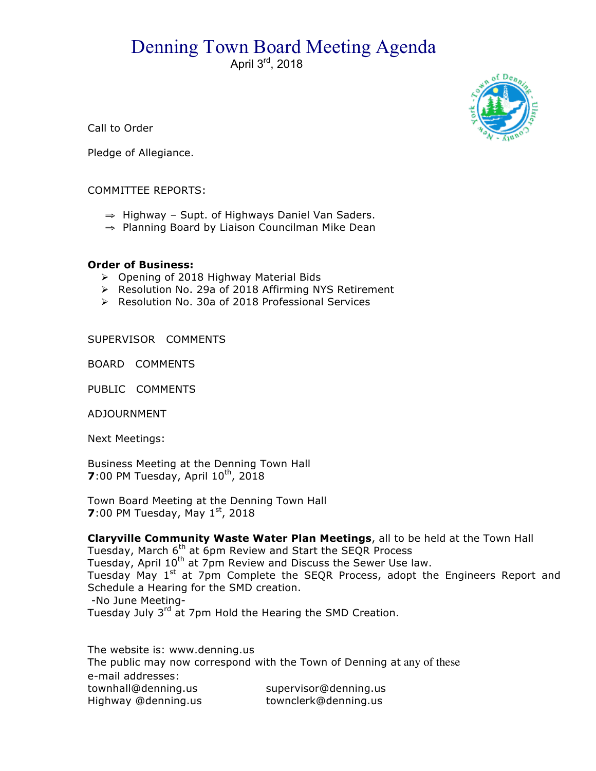# Denning Town Board Meeting Agenda

April 3rd, 2018

Call to Order

Pledge of Allegiance.

COMMITTEE REPORTS:

- ⇒ Highway – Supt. of Highways Daniel Van Saders.
- ⇒ Planning Board by Liaison Councilman Mike Dean

**Order of Business:**

- ➢ Opening of 2018 Highway Material Bids
- ➢ Resolution No. 29a of 2018 Affirming NYS Retirement
- ➢ Resolution No. 30a of 2018 Professional Services

SUPERVISOR COMMENTS

BOARD COMMENTS

PUBLIC COMMENTS

ADJOURNMENT

Next Meetings:

Business Meeting at the Denning Town Hall
**7**:00 PM Tuesday, April 10th, 2018

Town Board Meeting at the Denning Town Hall
**7**:00 PM Tuesday, May 1st, 2018

**Claryville Community Waste Water Plan Meetings**, all to be held at the Town Hall
Tuesday, March 6th at 6pm Review and Start the SEQR Process
Tuesday, April 10th at 7pm Review and Discuss the Sewer Use law.
Tuesday May 1st at 7pm Complete the SEQR Process, adopt the Engineers Report and Schedule a Hearing for the SMD creation.
-No June Meeting-
Tuesday July 3rd at 7pm Hold the Hearing the SMD Creation.

The website is: www.denning.us
The public may now correspond with the Town of Denning at any of these e-mail addresses:

townhall@denning.us
supervisor@denning.us
Highway @denning.us
townclerk@denning.us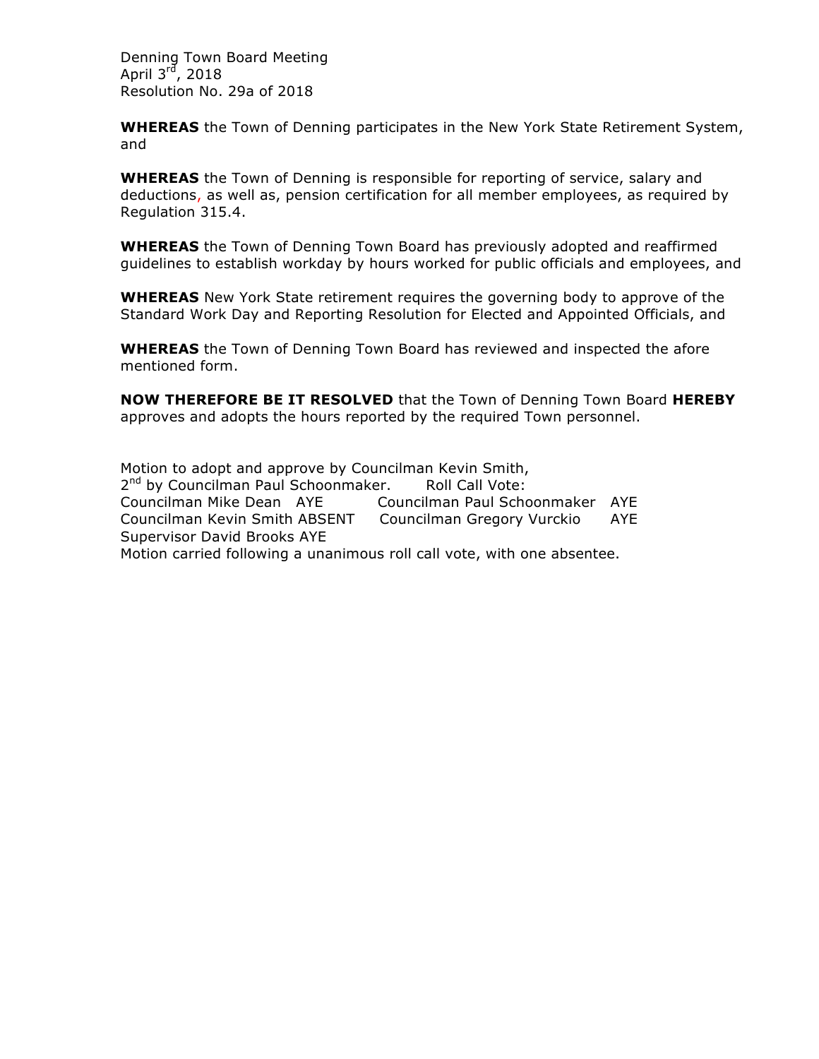Denning Town Board Meeting
April 3rd, 2018
Resolution No. 29a of 2018

**WHEREAS** the Town of Denning participates in the New York State Retirement System, and

**WHEREAS** the Town of Denning is responsible for reporting of service, salary and deductions, as well as, pension certification for all member employees, as required by Regulation 315.4.

**WHEREAS** the Town of Denning Town Board has previously adopted and reaffirmed guidelines to establish workday by hours worked for public officials and employees, and

**WHEREAS** New York State retirement requires the governing body to approve of the Standard Work Day and Reporting Resolution for Elected and Appointed Officials, and

**WHEREAS** the Town of Denning Town Board has reviewed and inspected the afore mentioned form.

**NOW THEREFORE BE IT RESOLVED** that the Town of Denning Town Board **HEREBY** approves and adopts the hours reported by the required Town personnel.

Motion to adopt and approve by Councilman Kevin Smith,
2nd by Councilman Paul Schoonmaker. Roll Call Vote:
Councilman Mike Dean AYE
Councilman Paul Schoonmaker AYE
Councilman Kevin Smith ABSENT
Councilman Gregory Vurckio AYE
Supervisor David Brooks AYE
Motion carried following a unanimous roll call vote, with one absentee.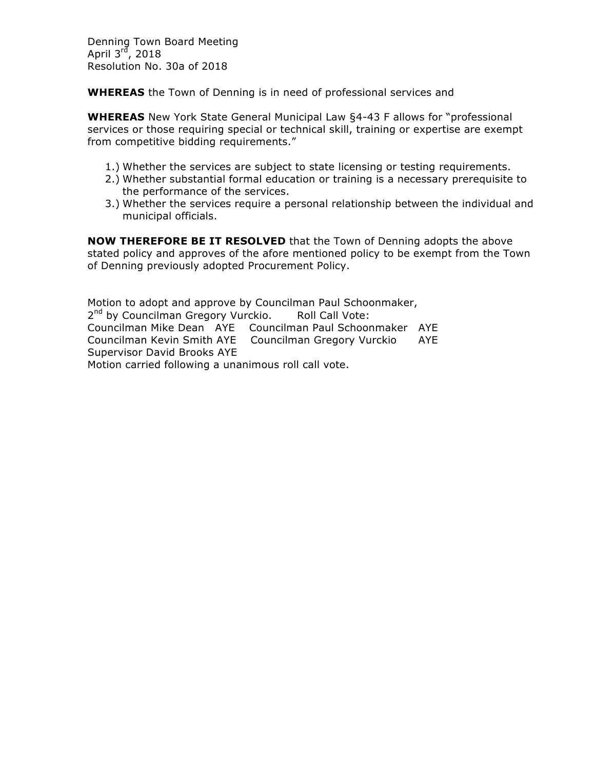Denning Town Board Meeting
April 3rd, 2018
Resolution No. 30a of 2018

**WHEREAS** the Town of Denning is in need of professional services and

**WHEREAS** New York State General Municipal Law §4-43 F allows for "professional services or those requiring special or technical skill, training or expertise are exempt from competitive bidding requirements."

1.) Whether the services are subject to state licensing or testing requirements.
2.) Whether substantial formal education or training is a necessary prerequisite to the performance of the services.
3.) Whether the services require a personal relationship between the individual and municipal officials.

**NOW THEREFORE BE IT RESOLVED** that the Town of Denning adopts the above stated policy and approves of the afore mentioned policy to be exempt from the Town of Denning previously adopted Procurement Policy.

Motion to adopt and approve by Councilman Paul Schoonmaker,
2nd by Councilman Gregory Vurckio. Roll Call Vote:
Councilman Mike Dean AYE Councilman Paul Schoonmaker AYE
Councilman Kevin Smith AYE Councilman Gregory Vurckio AYE
Supervisor David Brooks AYE
Motion carried following a unanimous roll call vote.